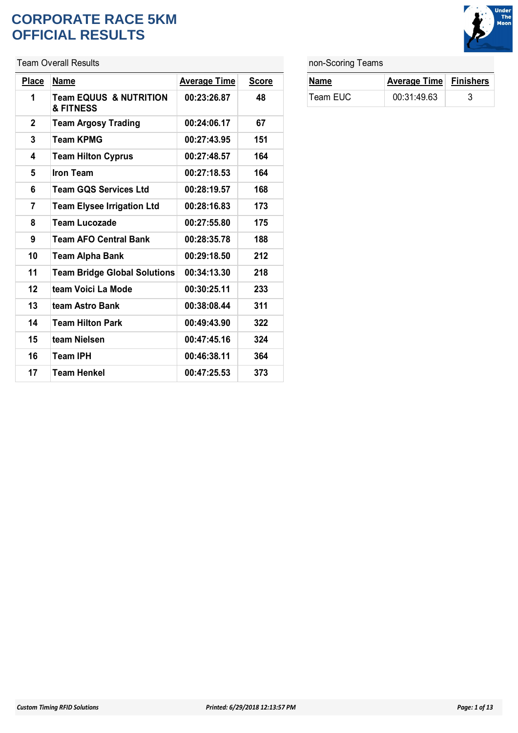# CORPORATE RACE 5KM
# OFFICIAL RESULTS

## Team Overall Results

| Place | Name | Average Time | Score |
|---|---|---|---|
| 1 | Team EQUUS & NUTRITION & FITNESS | 00:23:26.87 | 48 |
| 2 | Team Argosy Trading | 00:24:06.17 | 67 |
| 3 | Team KPMG | 00:27:43.95 | 151 |
| 4 | Team Hilton Cyprus | 00:27:48.57 | 164 |
| 5 | Iron Team | 00:27:18.53 | 164 |
| 6 | Team GQS Services Ltd | 00:28:19.57 | 168 |
| 7 | Team Elysee Irrigation Ltd | 00:28:16.83 | 173 |
| 8 | Team Lucozade | 00:27:55.80 | 175 |
| 9 | Team AFO Central Bank | 00:28:35.78 | 188 |
| 10 | Team Alpha Bank | 00:29:18.50 | 212 |
| 11 | Team Bridge Global Solutions | 00:34:13.30 | 218 |
| 12 | team Voici La Mode | 00:30:25.11 | 233 |
| 13 | team Astro Bank | 00:38:08.44 | 311 |
| 14 | Team Hilton Park | 00:49:43.90 | 322 |
| 15 | team Nielsen | 00:47:45.16 | 324 |
| 16 | Team IPH | 00:46:38.11 | 364 |
| 17 | Team Henkel | 00:47:25.53 | 373 |

## non-Scoring Teams

| Name | Average Time | Finishers |
|---|---|---|
| Team EUC | 00:31:49.63 | 3 |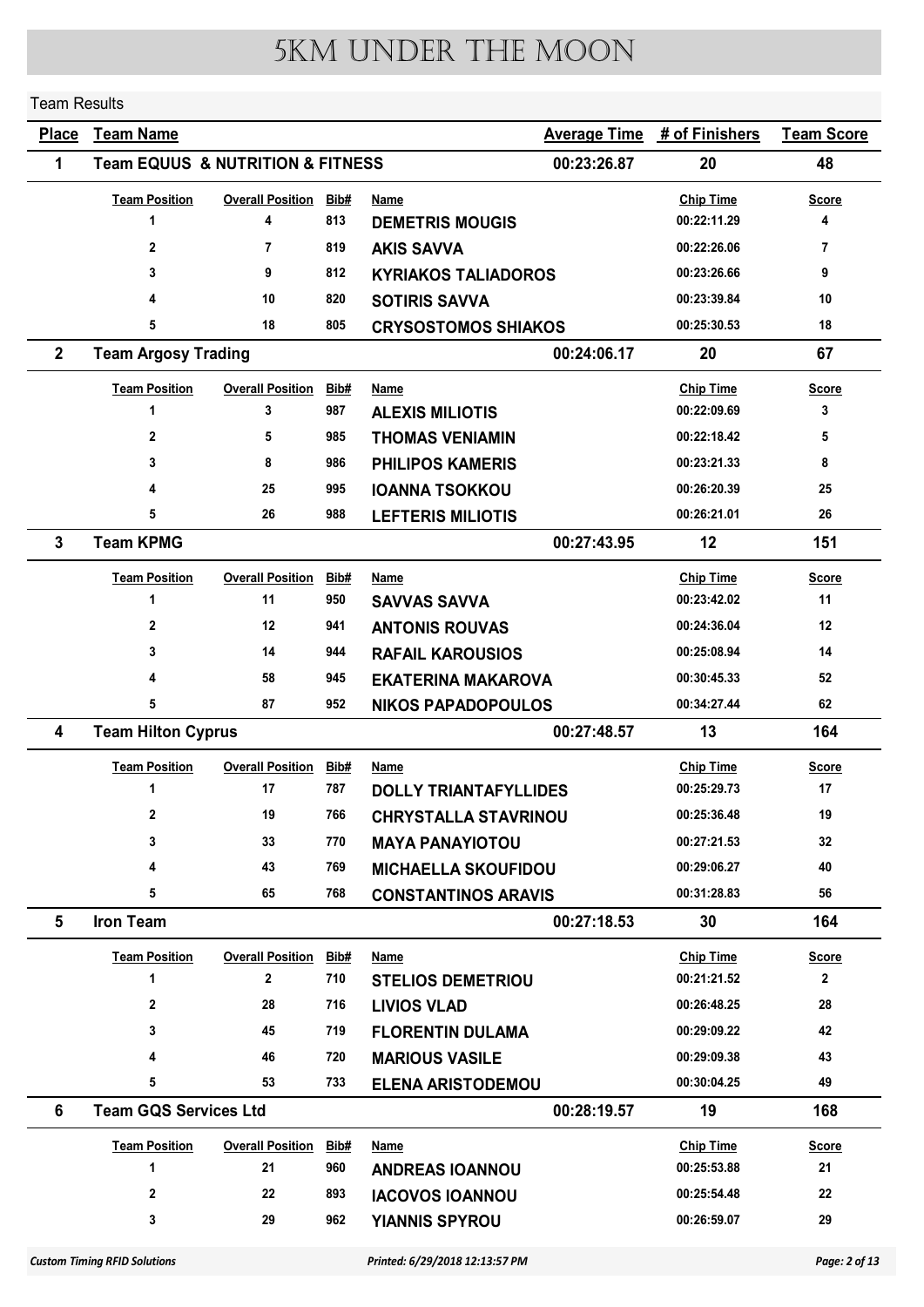# 5KM UNDER THE MOON

Team Results

| Place | Team Name | Average Time | # of Finishers | Team Score |
|---|---|---|---|---|
| 1 | Team EQUUS & NUTRITION & FITNESS | 00:23:26.87 | 20 | 48 |

| Team Position | Overall Position | Bib# | Name | Chip Time | Score |
|---|---|---|---|---|---|
| 1 | 4 | 813 | DEMETRIS MOUGIS | 00:22:11.29 | 4 |
| 2 | 7 | 819 | AKIS SAVVA | 00:22:26.06 | 7 |
| 3 | 9 | 812 | KYRIAKOS TALIADOROS | 00:23:26.66 | 9 |
| 4 | 10 | 820 | SOTIRIS SAVVA | 00:23:39.84 | 10 |
| 5 | 18 | 805 | CRYSOSTOMOS SHIAKOS | 00:25:30.53 | 18 |

| Place | Team Name | Average Time | # of Finishers | Team Score |
|---|---|---|---|---|
| 2 | Team Argosy Trading | 00:24:06.17 | 20 | 67 |

| Team Position | Overall Position | Bib# | Name | Chip Time | Score |
|---|---|---|---|---|---|
| 1 | 3 | 987 | ALEXIS MILIOTIS | 00:22:09.69 | 3 |
| 2 | 5 | 985 | THOMAS VENIAMIN | 00:22:18.42 | 5 |
| 3 | 8 | 986 | PHILIPOS KAMERIS | 00:23:21.33 | 8 |
| 4 | 25 | 995 | IOANNA TSOKKOU | 00:26:20.39 | 25 |
| 5 | 26 | 988 | LEFTERIS MILIOTIS | 00:26:21.01 | 26 |

| Place | Team Name | Average Time | # of Finishers | Team Score |
|---|---|---|---|---|
| 3 | Team KPMG | 00:27:43.95 | 12 | 151 |

| Team Position | Overall Position | Bib# | Name | Chip Time | Score |
|---|---|---|---|---|---|
| 1 | 11 | 950 | SAVVAS SAVVA | 00:23:42.02 | 11 |
| 2 | 12 | 941 | ANTONIS ROUVAS | 00:24:36.04 | 12 |
| 3 | 14 | 944 | RAFAIL KAROUSIOS | 00:25:08.94 | 14 |
| 4 | 58 | 945 | EKATERINA MAKAROVA | 00:30:45.33 | 52 |
| 5 | 87 | 952 | NIKOS PAPADOPOULOS | 00:34:27.44 | 62 |

| Place | Team Name | Average Time | # of Finishers | Team Score |
|---|---|---|---|---|
| 4 | Team Hilton Cyprus | 00:27:48.57 | 13 | 164 |

| Team Position | Overall Position | Bib# | Name | Chip Time | Score |
|---|---|---|---|---|---|
| 1 | 17 | 787 | DOLLY TRIANTAFYLLIDES | 00:25:29.73 | 17 |
| 2 | 19 | 766 | CHRYSTALLA STAVRINOU | 00:25:36.48 | 19 |
| 3 | 33 | 770 | MAYA PANAYIOTOU | 00:27:21.53 | 32 |
| 4 | 43 | 769 | MICHAELLA SKOUFIDOU | 00:29:06.27 | 40 |
| 5 | 65 | 768 | CONSTANTINOS ARAVIS | 00:31:28.83 | 56 |

| Place | Team Name | Average Time | # of Finishers | Team Score |
|---|---|---|---|---|
| 5 | Iron Team | 00:27:18.53 | 30 | 164 |

| Team Position | Overall Position | Bib# | Name | Chip Time | Score |
|---|---|---|---|---|---|
| 1 | 2 | 710 | STELIOS DEMETRIOU | 00:21:21.52 | 2 |
| 2 | 28 | 716 | LIVIOS VLAD | 00:26:48.25 | 28 |
| 3 | 45 | 719 | FLORENTIN DULAMA | 00:29:09.22 | 42 |
| 4 | 46 | 720 | MARIOUS VASILE | 00:29:09.38 | 43 |
| 5 | 53 | 733 | ELENA ARISTODEMOU | 00:30:04.25 | 49 |

| Place | Team Name | Average Time | # of Finishers | Team Score |
|---|---|---|---|---|
| 6 | Team GQS Services Ltd | 00:28:19.57 | 19 | 168 |

| Team Position | Overall Position | Bib# | Name | Chip Time | Score |
|---|---|---|---|---|---|
| 1 | 21 | 960 | ANDREAS IOANNOU | 00:25:53.88 | 21 |
| 2 | 22 | 893 | IACOVOS IOANNOU | 00:25:54.48 | 22 |
| 3 | 29 | 962 | YIANNIS SPYROU | 00:26:59.07 | 29 |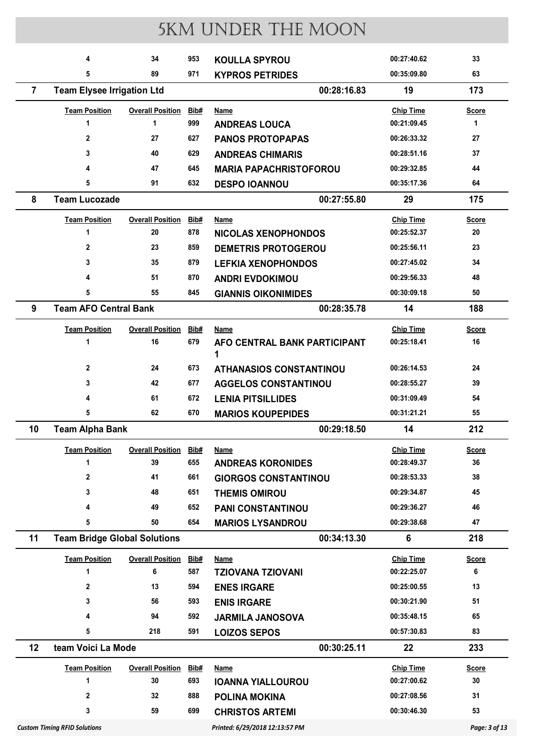# 5KM UNDER THE MOON

| Team Position | Overall Position | Bib# | Name | Chip Time | Score |
|---|---|---|---|---|---|
| 4 | 34 | 953 | KOULLA SPYROU | 00:27:40.62 | 33 |
| 5 | 89 | 971 | KYPROS PETRIDES | 00:35:09.80 | 63 |

## 7 Team Elysee Irrigation Ltd — 00:28:16.83 — 19 — 173

| Team Position | Overall Position | Bib# | Name | Chip Time | Score |
|---|---|---|---|---|---|
| 1 | 1 | 999 | ANDREAS LOUCA | 00:21:09.45 | 1 |
| 2 | 27 | 627 | PANOS PROTOPAPAS | 00:26:33.32 | 27 |
| 3 | 40 | 629 | ANDREAS CHIMARIS | 00:28:51.16 | 37 |
| 4 | 47 | 645 | MARIA PAPACHRISTOFOROU | 00:29:32.85 | 44 |
| 5 | 91 | 632 | DESPO IOANNOU | 00:35:17.36 | 64 |

## 8 Team Lucozade — 00:27:55.80 — 29 — 175

| Team Position | Overall Position | Bib# | Name | Chip Time | Score |
|---|---|---|---|---|---|
| 1 | 20 | 878 | NICOLAS XENOPHONDOS | 00:25:52.37 | 20 |
| 2 | 23 | 859 | DEMETRIS PROTOGEROU | 00:25:56.11 | 23 |
| 3 | 35 | 879 | LEFKIA XENOPHONDOS | 00:27:45.02 | 34 |
| 4 | 51 | 870 | ANDRI EVDOKIMOU | 00:29:56.33 | 48 |
| 5 | 55 | 845 | GIANNIS OIKONIMIDES | 00:30:09.18 | 50 |

## 9 Team AFO Central Bank — 00:28:35.78 — 14 — 188

| Team Position | Overall Position | Bib# | Name | Chip Time | Score |
|---|---|---|---|---|---|
| 1 | 16 | 679 | AFO CENTRAL BANK PARTICIPANT 1 | 00:25:18.41 | 16 |
| 2 | 24 | 673 | ATHANASIOS CONSTANTINOU | 00:26:14.53 | 24 |
| 3 | 42 | 677 | AGGELOS CONSTANTINOU | 00:28:55.27 | 39 |
| 4 | 61 | 672 | LENIA PITSILLIDES | 00:31:09.49 | 54 |
| 5 | 62 | 670 | MARIOS KOUPEPIDES | 00:31:21.21 | 55 |

## 10 Team Alpha Bank — 00:29:18.50 — 14 — 212

| Team Position | Overall Position | Bib# | Name | Chip Time | Score |
|---|---|---|---|---|---|
| 1 | 39 | 655 | ANDREAS KORONIDES | 00:28:49.37 | 36 |
| 2 | 41 | 661 | GIORGOS CONSTANTINOU | 00:28:53.33 | 38 |
| 3 | 48 | 651 | THEMIS OMIROU | 00:29:34.87 | 45 |
| 4 | 49 | 652 | PANI CONSTANTINOU | 00:29:36.27 | 46 |
| 5 | 50 | 654 | MARIOS LYSANDROU | 00:29:38.68 | 47 |

## 11 Team Bridge Global Solutions — 00:34:13.30 — 6 — 218

| Team Position | Overall Position | Bib# | Name | Chip Time | Score |
|---|---|---|---|---|---|
| 1 | 6 | 587 | TZIOVANA TZIOVANI | 00:22:25.07 | 6 |
| 2 | 13 | 594 | ENES IRGARE | 00:25:00.55 | 13 |
| 3 | 56 | 593 | ENIS IRGARE | 00:30:21.90 | 51 |
| 4 | 94 | 592 | JARMILA JANOSOVA | 00:35:48.15 | 65 |
| 5 | 218 | 591 | LOIZOS SEPOS | 00:57:30.83 | 83 |

## 12 team Voici La Mode — 00:30:25.11 — 22 — 233

| Team Position | Overall Position | Bib# | Name | Chip Time | Score |
|---|---|---|---|---|---|
| 1 | 30 | 693 | IOANNA YIALLOUROU | 00:27:00.62 | 30 |
| 2 | 32 | 888 | POLINA MOKINA | 00:27:08.56 | 31 |
| 3 | 59 | 699 | CHRISTOS ARTEMI | 00:30:46.30 | 53 |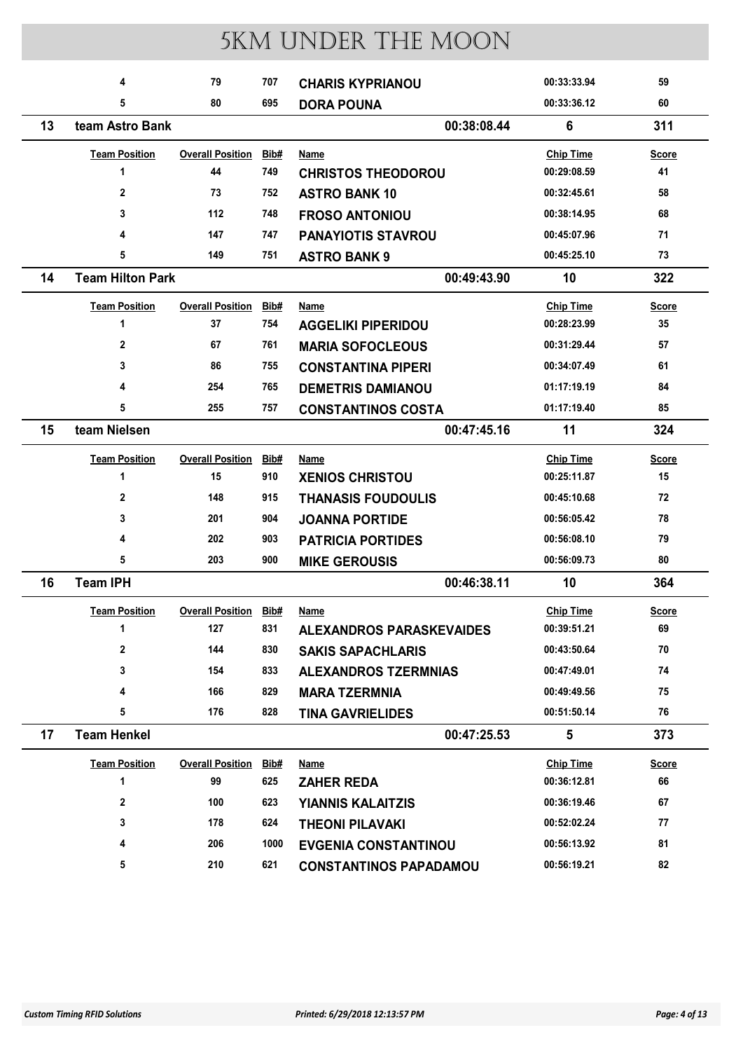# 5KM UNDER THE MOON

| | Team Position | Overall Position | Bib# | Name | | Chip Time | Score |
|---|---|---|---|---|---|---|---|
| | 4 | 79 | 707 | **CHARIS KYPRIANOU** | | 00:33:33.94 | 59 |
| | 5 | 80 | 695 | **DORA POUNA** | | 00:33:36.12 | 60 |
| **13** | **team Astro Bank** | | | | **00:38:08.44** | **6** | **311** |
| | 1 | 44 | 749 | **CHRISTOS THEODOROU** | | 00:29:08.59 | 41 |
| | 2 | 73 | 752 | **ASTRO BANK 10** | | 00:32:45.61 | 58 |
| | 3 | 112 | 748 | **FROSO ANTONIOU** | | 00:38:14.95 | 68 |
| | 4 | 147 | 747 | **PANAYIOTIS STAVROU** | | 00:45:07.96 | 71 |
| | 5 | 149 | 751 | **ASTRO BANK 9** | | 00:45:25.10 | 73 |
| **14** | **Team Hilton Park** | | | | **00:49:43.90** | **10** | **322** |
| | 1 | 37 | 754 | **AGGELIKI PIPERIDOU** | | 00:28:23.99 | 35 |
| | 2 | 67 | 761 | **MARIA SOFOCLEOUS** | | 00:31:29.44 | 57 |
| | 3 | 86 | 755 | **CONSTANTINA PIPERI** | | 00:34:07.49 | 61 |
| | 4 | 254 | 765 | **DEMETRIS DAMIANOU** | | 01:17:19.19 | 84 |
| | 5 | 255 | 757 | **CONSTANTINOS COSTA** | | 01:17:19.40 | 85 |
| **15** | **team Nielsen** | | | | **00:47:45.16** | **11** | **324** |
| | 1 | 15 | 910 | **XENIOS CHRISTOU** | | 00:25:11.87 | 15 |
| | 2 | 148 | 915 | **THANASIS FOUDOULIS** | | 00:45:10.68 | 72 |
| | 3 | 201 | 904 | **JOANNA PORTIDE** | | 00:56:05.42 | 78 |
| | 4 | 202 | 903 | **PATRICIA PORTIDES** | | 00:56:08.10 | 79 |
| | 5 | 203 | 900 | **MIKE GEROUSIS** | | 00:56:09.73 | 80 |
| **16** | **Team IPH** | | | | **00:46:38.11** | **10** | **364** |
| | 1 | 127 | 831 | **ALEXANDROS PARASKEVAIDES** | | 00:39:51.21 | 69 |
| | 2 | 144 | 830 | **SAKIS SAPACHLARIS** | | 00:43:50.64 | 70 |
| | 3 | 154 | 833 | **ALEXANDROS TZERMNIAS** | | 00:47:49.01 | 74 |
| | 4 | 166 | 829 | **MARA TZERMNIA** | | 00:49:49.56 | 75 |
| | 5 | 176 | 828 | **TINA GAVRIELIDES** | | 00:51:50.14 | 76 |
| **17** | **Team Henkel** | | | | **00:47:25.53** | **5** | **373** |
| | 1 | 99 | 625 | **ZAHER REDA** | | 00:36:12.81 | 66 |
| | 2 | 100 | 623 | **YIANNIS KALAITZIS** | | 00:36:19.46 | 67 |
| | 3 | 178 | 624 | **THEONI PILAVAKI** | | 00:52:02.24 | 77 |
| | 4 | 206 | 1000 | **EVGENIA CONSTANTINOU** | | 00:56:13.92 | 81 |
| | 5 | 210 | 621 | **CONSTANTINOS PAPADAMOU** | | 00:56:19.21 | 82 |

*Custom Timing RFID Solutions* *Printed: 6/29/2018 12:13:57 PM*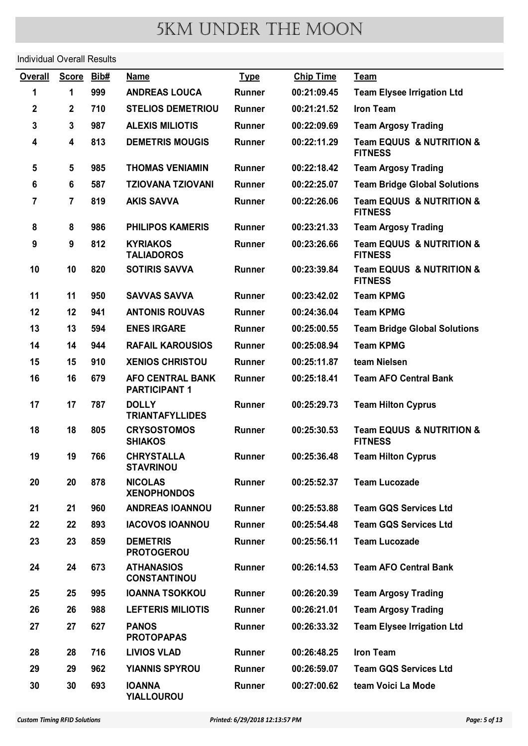# 5KM UNDER THE MOON

Individual Overall Results

| Overall | Score | Bib# | Name | Type | Chip Time | Team |
|---|---|---|---|---|---|---|
| 1 | 1 | 999 | ANDREAS LOUCA | Runner | 00:21:09.45 | Team Elysee Irrigation Ltd |
| 2 | 2 | 710 | STELIOS DEMETRIOU | Runner | 00:21:21.52 | Iron Team |
| 3 | 3 | 987 | ALEXIS MILIOTIS | Runner | 00:22:09.69 | Team Argosy Trading |
| 4 | 4 | 813 | DEMETRIS MOUGIS | Runner | 00:22:11.29 | Team EQUUS & NUTRITION & FITNESS |
| 5 | 5 | 985 | THOMAS VENIAMIN | Runner | 00:22:18.42 | Team Argosy Trading |
| 6 | 6 | 587 | TZIOVANA TZIOVANI | Runner | 00:22:25.07 | Team Bridge Global Solutions |
| 7 | 7 | 819 | AKIS SAVVA | Runner | 00:22:26.06 | Team EQUUS & NUTRITION & FITNESS |
| 8 | 8 | 986 | PHILIPOS KAMERIS | Runner | 00:23:21.33 | Team Argosy Trading |
| 9 | 9 | 812 | KYRIAKOS TALIADOROS | Runner | 00:23:26.66 | Team EQUUS & NUTRITION & FITNESS |
| 10 | 10 | 820 | SOTIRIS SAVVA | Runner | 00:23:39.84 | Team EQUUS & NUTRITION & FITNESS |
| 11 | 11 | 950 | SAVVAS SAVVA | Runner | 00:23:42.02 | Team KPMG |
| 12 | 12 | 941 | ANTONIS ROUVAS | Runner | 00:24:36.04 | Team KPMG |
| 13 | 13 | 594 | ENES IRGARE | Runner | 00:25:00.55 | Team Bridge Global Solutions |
| 14 | 14 | 944 | RAFAIL KAROUSIOS | Runner | 00:25:08.94 | Team KPMG |
| 15 | 15 | 910 | XENIOS CHRISTOU | Runner | 00:25:11.87 | team Nielsen |
| 16 | 16 | 679 | AFO CENTRAL BANK PARTICIPANT 1 | Runner | 00:25:18.41 | Team AFO Central Bank |
| 17 | 17 | 787 | DOLLY TRIANTAFYLLIDES | Runner | 00:25:29.73 | Team Hilton Cyprus |
| 18 | 18 | 805 | CRYSOSTOMOS SHIAKOS | Runner | 00:25:30.53 | Team EQUUS & NUTRITION & FITNESS |
| 19 | 19 | 766 | CHRYSTALLA STAVRINOU | Runner | 00:25:36.48 | Team Hilton Cyprus |
| 20 | 20 | 878 | NICOLAS XENOPHONDOS | Runner | 00:25:52.37 | Team Lucozade |
| 21 | 21 | 960 | ANDREAS IOANNOU | Runner | 00:25:53.88 | Team GQS Services Ltd |
| 22 | 22 | 893 | IACOVOS IOANNOU | Runner | 00:25:54.48 | Team GQS Services Ltd |
| 23 | 23 | 859 | DEMETRIS PROTOGEROU | Runner | 00:25:56.11 | Team Lucozade |
| 24 | 24 | 673 | ATHANASIOS CONSTANTINOU | Runner | 00:26:14.53 | Team AFO Central Bank |
| 25 | 25 | 995 | IOANNA TSOKKOU | Runner | 00:26:20.39 | Team Argosy Trading |
| 26 | 26 | 988 | LEFTERIS MILIOTIS | Runner | 00:26:21.01 | Team Argosy Trading |
| 27 | 27 | 627 | PANOS PROTOPAPAS | Runner | 00:26:33.32 | Team Elysee Irrigation Ltd |
| 28 | 28 | 716 | LIVIOS VLAD | Runner | 00:26:48.25 | Iron Team |
| 29 | 29 | 962 | YIANNIS SPYROU | Runner | 00:26:59.07 | Team GQS Services Ltd |
| 30 | 30 | 693 | IOANNA YIALLOUROU | Runner | 00:27:00.62 | team Voici La Mode |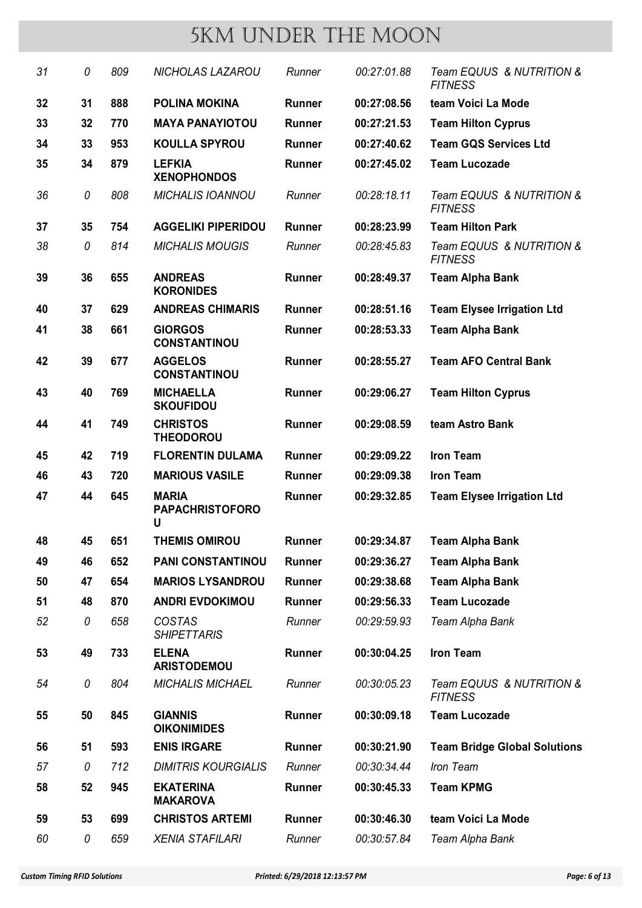# 5KM UNDER THE MOON

| | | | | | | |
|---|---|---|---|---|---|---|
| *31* | *0* | *809* | *NICHOLAS LAZAROU* | *Runner* | *00:27:01.88* | *Team EQUUS & NUTRITION & FITNESS* |
| **32** | **31** | **888** | **POLINA MOKINA** | **Runner** | **00:27:08.56** | **team Voici La Mode** |
| **33** | **32** | **770** | **MAYA PANAYIOTOU** | **Runner** | **00:27:21.53** | **Team Hilton Cyprus** |
| **34** | **33** | **953** | **KOULLA SPYROU** | **Runner** | **00:27:40.62** | **Team GQS Services Ltd** |
| **35** | **34** | **879** | **LEFKIA XENOPHONDOS** | **Runner** | **00:27:45.02** | **Team Lucozade** |
| *36* | *0* | *808* | *MICHALIS IOANNOU* | *Runner* | *00:28:18.11* | *Team EQUUS & NUTRITION & FITNESS* |
| **37** | **35** | **754** | **AGGELIKI PIPERIDOU** | **Runner** | **00:28:23.99** | **Team Hilton Park** |
| *38* | *0* | *814* | *MICHALIS MOUGIS* | *Runner* | *00:28:45.83* | *Team EQUUS & NUTRITION & FITNESS* |
| **39** | **36** | **655** | **ANDREAS KORONIDES** | **Runner** | **00:28:49.37** | **Team Alpha Bank** |
| **40** | **37** | **629** | **ANDREAS CHIMARIS** | **Runner** | **00:28:51.16** | **Team Elysee Irrigation Ltd** |
| **41** | **38** | **661** | **GIORGOS CONSTANTINOU** | **Runner** | **00:28:53.33** | **Team Alpha Bank** |
| **42** | **39** | **677** | **AGGELOS CONSTANTINOU** | **Runner** | **00:28:55.27** | **Team AFO Central Bank** |
| **43** | **40** | **769** | **MICHAELLA SKOUFIDOU** | **Runner** | **00:29:06.27** | **Team Hilton Cyprus** |
| **44** | **41** | **749** | **CHRISTOS THEODOROU** | **Runner** | **00:29:08.59** | **team Astro Bank** |
| **45** | **42** | **719** | **FLORENTIN DULAMA** | **Runner** | **00:29:09.22** | **Iron Team** |
| **46** | **43** | **720** | **MARIOUS VASILE** | **Runner** | **00:29:09.38** | **Iron Team** |
| **47** | **44** | **645** | **MARIA PAPACHRISTOFOROU** | **Runner** | **00:29:32.85** | **Team Elysee Irrigation Ltd** |
| **48** | **45** | **651** | **THEMIS OMIROU** | **Runner** | **00:29:34.87** | **Team Alpha Bank** |
| **49** | **46** | **652** | **PANI CONSTANTINOU** | **Runner** | **00:29:36.27** | **Team Alpha Bank** |
| **50** | **47** | **654** | **MARIOS LYSANDROU** | **Runner** | **00:29:38.68** | **Team Alpha Bank** |
| **51** | **48** | **870** | **ANDRI EVDOKIMOU** | **Runner** | **00:29:56.33** | **Team Lucozade** |
| *52* | *0* | *658* | *COSTAS SHIPETTARIS* | *Runner* | *00:29:59.93* | *Team Alpha Bank* |
| **53** | **49** | **733** | **ELENA ARISTODEMOU** | **Runner** | **00:30:04.25** | **Iron Team** |
| *54* | *0* | *804* | *MICHALIS MICHAEL* | *Runner* | *00:30:05.23* | *Team EQUUS & NUTRITION & FITNESS* |
| **55** | **50** | **845** | **GIANNIS OIKONIMIDES** | **Runner** | **00:30:09.18** | **Team Lucozade** |
| **56** | **51** | **593** | **ENIS IRGARE** | **Runner** | **00:30:21.90** | **Team Bridge Global Solutions** |
| *57* | *0* | *712* | *DIMITRIS KOURGIALIS* | *Runner* | *00:30:34.44* | *Iron Team* |
| **58** | **52** | **945** | **EKATERINA MAKAROVA** | **Runner** | **00:30:45.33** | **Team KPMG** |
| **59** | **53** | **699** | **CHRISTOS ARTEMI** | **Runner** | **00:30:46.30** | **team Voici La Mode** |
| *60* | *0* | *659* | *XENIA STAFILARI* | *Runner* | *00:30:57.84* | *Team Alpha Bank* |

Custom Timing RFID Solutions — Printed: 6/29/2018 12:13:57 PM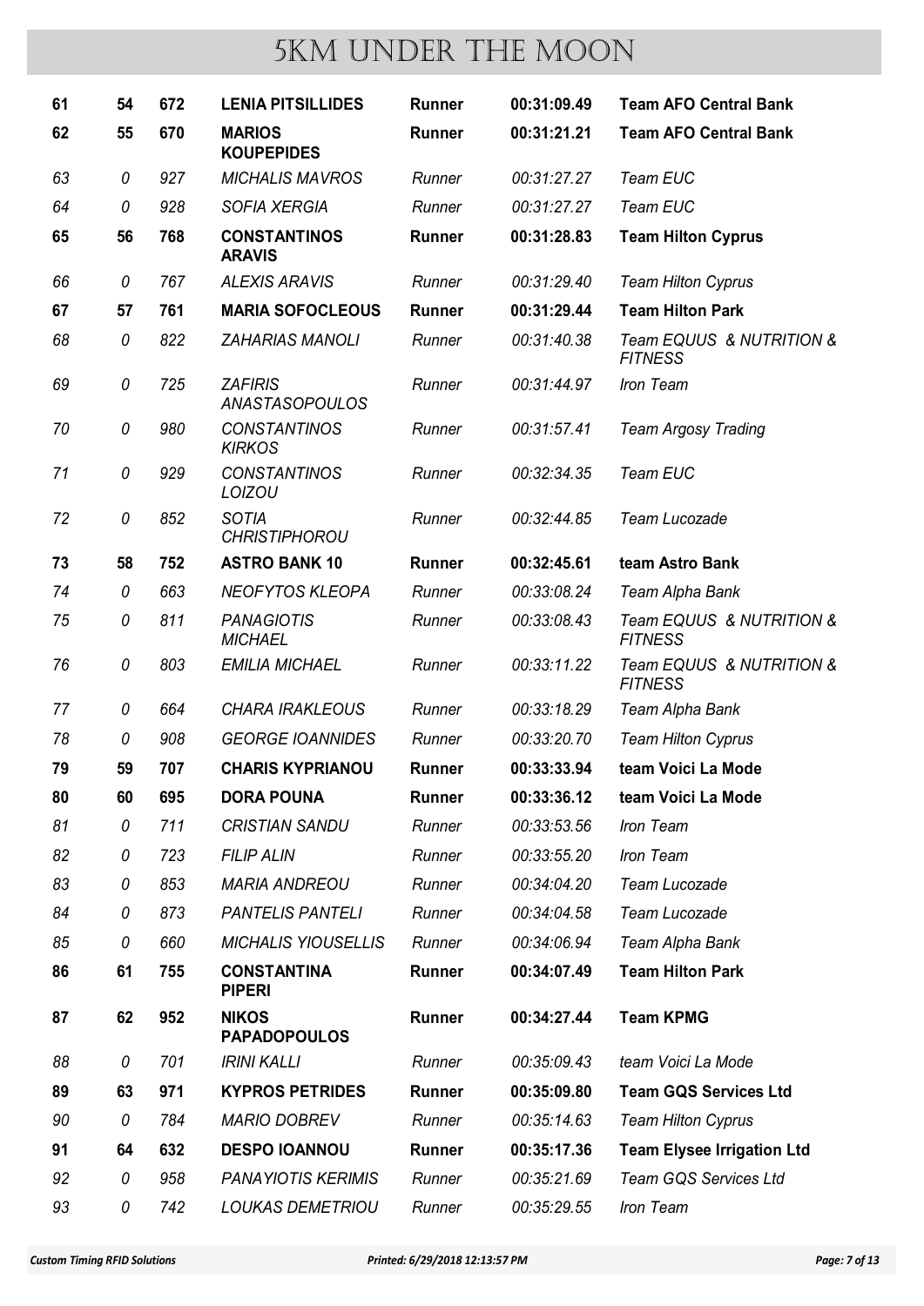# 5KM UNDER THE MOON

| | | | | | | |
|---|---|---|---|---|---|---|
| **61** | **54** | **672** | **LENIA PITSILLIDES** | **Runner** | **00:31:09.49** | **Team AFO Central Bank** |
| **62** | **55** | **670** | **MARIOS KOUPEPIDES** | **Runner** | **00:31:21.21** | **Team AFO Central Bank** |
| *63* | *0* | *927* | *MICHALIS MAVROS* | *Runner* | *00:31:27.27* | *Team EUC* |
| *64* | *0* | *928* | *SOFIA XERGIA* | *Runner* | *00:31:27.27* | *Team EUC* |
| **65** | **56** | **768** | **CONSTANTINOS ARAVIS** | **Runner** | **00:31:28.83** | **Team Hilton Cyprus** |
| *66* | *0* | *767* | *ALEXIS ARAVIS* | *Runner* | *00:31:29.40* | *Team Hilton Cyprus* |
| **67** | **57** | **761** | **MARIA SOFOCLEOUS** | **Runner** | **00:31:29.44** | **Team Hilton Park** |
| *68* | *0* | *822* | *ZAHARIAS MANOLI* | *Runner* | *00:31:40.38* | *Team EQUUS & NUTRITION & FITNESS* |
| *69* | *0* | *725* | *ZAFIRIS ANASTASOPOULOS* | *Runner* | *00:31:44.97* | *Iron Team* |
| *70* | *0* | *980* | *CONSTANTINOS KIRKOS* | *Runner* | *00:31:57.41* | *Team Argosy Trading* |
| *71* | *0* | *929* | *CONSTANTINOS LOIZOU* | *Runner* | *00:32:34.35* | *Team EUC* |
| *72* | *0* | *852* | *SOTIA CHRISTIPHOROU* | *Runner* | *00:32:44.85* | *Team Lucozade* |
| **73** | **58** | **752** | **ASTRO BANK 10** | **Runner** | **00:32:45.61** | **team Astro Bank** |
| *74* | *0* | *663* | *NEOFYTOS KLEOPA* | *Runner* | *00:33:08.24* | *Team Alpha Bank* |
| *75* | *0* | *811* | *PANAGIOTIS MICHAEL* | *Runner* | *00:33:08.43* | *Team EQUUS & NUTRITION & FITNESS* |
| *76* | *0* | *803* | *EMILIA MICHAEL* | *Runner* | *00:33:11.22* | *Team EQUUS & NUTRITION & FITNESS* |
| *77* | *0* | *664* | *CHARA IRAKLEOUS* | *Runner* | *00:33:18.29* | *Team Alpha Bank* |
| *78* | *0* | *908* | *GEORGE IOANNIDES* | *Runner* | *00:33:20.70* | *Team Hilton Cyprus* |
| **79** | **59** | **707** | **CHARIS KYPRIANOU** | **Runner** | **00:33:33.94** | **team Voici La Mode** |
| **80** | **60** | **695** | **DORA POUNA** | **Runner** | **00:33:36.12** | **team Voici La Mode** |
| *81* | *0* | *711* | *CRISTIAN SANDU* | *Runner* | *00:33:53.56* | *Iron Team* |
| *82* | *0* | *723* | *FILIP ALIN* | *Runner* | *00:33:55.20* | *Iron Team* |
| *83* | *0* | *853* | *MARIA ANDREOU* | *Runner* | *00:34:04.20* | *Team Lucozade* |
| *84* | *0* | *873* | *PANTELIS PANTELI* | *Runner* | *00:34:04.58* | *Team Lucozade* |
| *85* | *0* | *660* | *MICHALIS YIOUSELLIS* | *Runner* | *00:34:06.94* | *Team Alpha Bank* |
| **86** | **61** | **755** | **CONSTANTINA PIPERI** | **Runner** | **00:34:07.49** | **Team Hilton Park** |
| **87** | **62** | **952** | **NIKOS PAPADOPOULOS** | **Runner** | **00:34:27.44** | **Team KPMG** |
| *88* | *0* | *701* | *IRINI KALLI* | *Runner* | *00:35:09.43* | *team Voici La Mode* |
| **89** | **63** | **971** | **KYPROS PETRIDES** | **Runner** | **00:35:09.80** | **Team GQS Services Ltd** |
| *90* | *0* | *784* | *MARIO DOBREV* | *Runner* | *00:35:14.63* | *Team Hilton Cyprus* |
| **91** | **64** | **632** | **DESPO IOANNOU** | **Runner** | **00:35:17.36** | **Team Elysee Irrigation Ltd** |
| *92* | *0* | *958* | *PANAYIOTIS KERIMIS* | *Runner* | *00:35:21.69* | *Team GQS Services Ltd* |
| *93* | *0* | *742* | *LOUKAS DEMETRIOU* | *Runner* | *00:35:29.55* | *Iron Team* |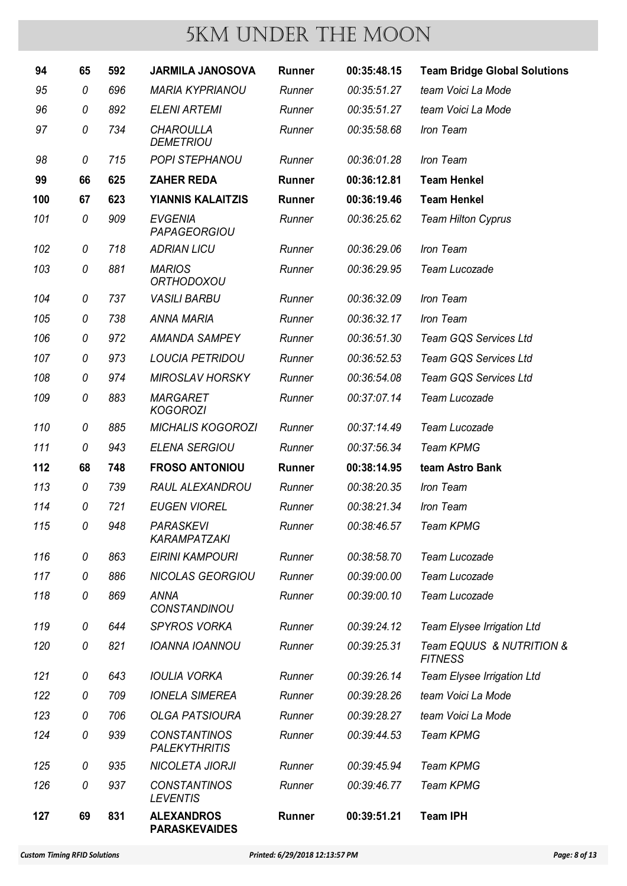# 5KM UNDER THE MOON

| | | | | | | |
|---|---|---|---|---|---|---|
| **94** | **65** | **592** | **JARMILA JANOSOVA** | **Runner** | **00:35:48.15** | **Team Bridge Global Solutions** |
| *95* | *0* | *696* | *MARIA KYPRIANOU* | *Runner* | *00:35:51.27* | *team Voici La Mode* |
| *96* | *0* | *892* | *ELENI ARTEMI* | *Runner* | *00:35:51.27* | *team Voici La Mode* |
| *97* | *0* | *734* | *CHAROULLA DEMETRIOU* | *Runner* | *00:35:58.68* | *Iron Team* |
| *98* | *0* | *715* | *POPI STEPHANOU* | *Runner* | *00:36:01.28* | *Iron Team* |
| **99** | **66** | **625** | **ZAHER REDA** | **Runner** | **00:36:12.81** | **Team Henkel** |
| **100** | **67** | **623** | **YIANNIS KALAITZIS** | **Runner** | **00:36:19.46** | **Team Henkel** |
| *101* | *0* | *909* | *EVGENIA PAPAGEORGIOU* | *Runner* | *00:36:25.62* | *Team Hilton Cyprus* |
| *102* | *0* | *718* | *ADRIAN LICU* | *Runner* | *00:36:29.06* | *Iron Team* |
| *103* | *0* | *881* | *MARIOS ORTHODOXOU* | *Runner* | *00:36:29.95* | *Team Lucozade* |
| *104* | *0* | *737* | *VASILI BARBU* | *Runner* | *00:36:32.09* | *Iron Team* |
| *105* | *0* | *738* | *ANNA MARIA* | *Runner* | *00:36:32.17* | *Iron Team* |
| *106* | *0* | *972* | *AMANDA SAMPEY* | *Runner* | *00:36:51.30* | *Team GQS Services Ltd* |
| *107* | *0* | *973* | *LOUCIA PETRIDOU* | *Runner* | *00:36:52.53* | *Team GQS Services Ltd* |
| *108* | *0* | *974* | *MIROSLAV HORSKY* | *Runner* | *00:36:54.08* | *Team GQS Services Ltd* |
| *109* | *0* | *883* | *MARGARET KOGOROZI* | *Runner* | *00:37:07.14* | *Team Lucozade* |
| *110* | *0* | *885* | *MICHALIS KOGOROZI* | *Runner* | *00:37:14.49* | *Team Lucozade* |
| *111* | *0* | *943* | *ELENA SERGIOU* | *Runner* | *00:37:56.34* | *Team KPMG* |
| **112** | **68** | **748** | **FROSO ANTONIOU** | **Runner** | **00:38:14.95** | **team Astro Bank** |
| *113* | *0* | *739* | *RAUL ALEXANDROU* | *Runner* | *00:38:20.35* | *Iron Team* |
| *114* | *0* | *721* | *EUGEN VIOREL* | *Runner* | *00:38:21.34* | *Iron Team* |
| *115* | *0* | *948* | *PARASKEVI KARAMPATZAKI* | *Runner* | *00:38:46.57* | *Team KPMG* |
| *116* | *0* | *863* | *EIRINI KAMPOURI* | *Runner* | *00:38:58.70* | *Team Lucozade* |
| *117* | *0* | *886* | *NICOLAS GEORGIOU* | *Runner* | *00:39:00.00* | *Team Lucozade* |
| *118* | *0* | *869* | *ANNA CONSTANDINOU* | *Runner* | *00:39:00.10* | *Team Lucozade* |
| *119* | *0* | *644* | *SPYROS VORKA* | *Runner* | *00:39:24.12* | *Team Elysee Irrigation Ltd* |
| *120* | *0* | *821* | *IOANNA IOANNOU* | *Runner* | *00:39:25.31* | *Team EQUUS & NUTRITION & FITNESS* |
| *121* | *0* | *643* | *IOULIA VORKA* | *Runner* | *00:39:26.14* | *Team Elysee Irrigation Ltd* |
| *122* | *0* | *709* | *IONELA SIMEREA* | *Runner* | *00:39:28.26* | *team Voici La Mode* |
| *123* | *0* | *706* | *OLGA PATSIOURA* | *Runner* | *00:39:28.27* | *team Voici La Mode* |
| *124* | *0* | *939* | *CONSTANTINOS PALEKYTHRITIS* | *Runner* | *00:39:44.53* | *Team KPMG* |
| *125* | *0* | *935* | *NICOLETA JIORJI* | *Runner* | *00:39:45.94* | *Team KPMG* |
| *126* | *0* | *937* | *CONSTANTINOS LEVENTIS* | *Runner* | *00:39:46.77* | *Team KPMG* |
| **127** | **69** | **831** | **ALEXANDROS PARASKEVAIDES** | **Runner** | **00:39:51.21** | **Team IPH** |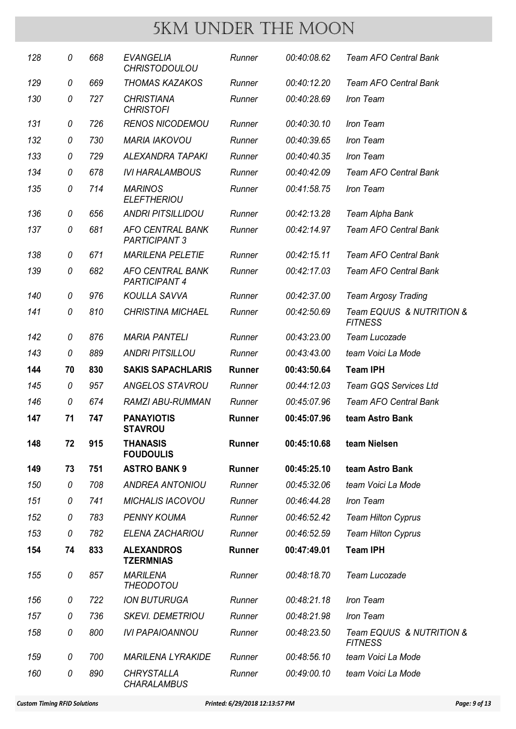# 5KM UNDER THE MOON

| | | | | | | |
|---|---|---|---|---|---|---|
| *128* | *0* | *668* | *EVANGELIA CHRISTODOULOU* | *Runner* | *00:40:08.62* | *Team AFO Central Bank* |
| *129* | *0* | *669* | *THOMAS KAZAKOS* | *Runner* | *00:40:12.20* | *Team AFO Central Bank* |
| *130* | *0* | *727* | *CHRISTIANA CHRISTOFI* | *Runner* | *00:40:28.69* | *Iron Team* |
| *131* | *0* | *726* | *RENOS NICODEMOU* | *Runner* | *00:40:30.10* | *Iron Team* |
| *132* | *0* | *730* | *MARIA IAKOVOU* | *Runner* | *00:40:39.65* | *Iron Team* |
| *133* | *0* | *729* | *ALEXANDRA TAPAKI* | *Runner* | *00:40:40.35* | *Iron Team* |
| *134* | *0* | *678* | *IVI HARALAMBOUS* | *Runner* | *00:40:42.09* | *Team AFO Central Bank* |
| *135* | *0* | *714* | *MARINOS ELEFTHERIOU* | *Runner* | *00:41:58.75* | *Iron Team* |
| *136* | *0* | *656* | *ANDRI PITSILLIDOU* | *Runner* | *00:42:13.28* | *Team Alpha Bank* |
| *137* | *0* | *681* | *AFO CENTRAL BANK PARTICIPANT 3* | *Runner* | *00:42:14.97* | *Team AFO Central Bank* |
| *138* | *0* | *671* | *MARILENA PELETIE* | *Runner* | *00:42:15.11* | *Team AFO Central Bank* |
| *139* | *0* | *682* | *AFO CENTRAL BANK PARTICIPANT 4* | *Runner* | *00:42:17.03* | *Team AFO Central Bank* |
| *140* | *0* | *976* | *KOULLA SAVVA* | *Runner* | *00:42:37.00* | *Team Argosy Trading* |
| *141* | *0* | *810* | *CHRISTINA MICHAEL* | *Runner* | *00:42:50.69* | *Team EQUUS & NUTRITION & FITNESS* |
| *142* | *0* | *876* | *MARIA PANTELI* | *Runner* | *00:43:23.00* | *Team Lucozade* |
| *143* | *0* | *889* | *ANDRI PITSILLOU* | *Runner* | *00:43:43.00* | *team Voici La Mode* |
| **144** | **70** | **830** | **SAKIS SAPACHLARIS** | **Runner** | **00:43:50.64** | **Team IPH** |
| *145* | *0* | *957* | *ANGELOS STAVROU* | *Runner* | *00:44:12.03* | *Team GQS Services Ltd* |
| *146* | *0* | *674* | *RAMZI ABU-RUMMAN* | *Runner* | *00:45:07.96* | *Team AFO Central Bank* |
| **147** | **71** | **747** | **PANAYIOTIS STAVROU** | **Runner** | **00:45:07.96** | **team Astro Bank** |
| **148** | **72** | **915** | **THANASIS FOUDOULIS** | **Runner** | **00:45:10.68** | **team Nielsen** |
| **149** | **73** | **751** | **ASTRO BANK 9** | **Runner** | **00:45:25.10** | **team Astro Bank** |
| *150* | *0* | *708* | *ANDREA ANTONIOU* | *Runner* | *00:45:32.06* | *team Voici La Mode* |
| *151* | *0* | *741* | *MICHALIS IACOVOU* | *Runner* | *00:46:44.28* | *Iron Team* |
| *152* | *0* | *783* | *PENNY KOUMA* | *Runner* | *00:46:52.42* | *Team Hilton Cyprus* |
| *153* | *0* | *782* | *ELENA ZACHARIOU* | *Runner* | *00:46:52.59* | *Team Hilton Cyprus* |
| **154** | **74** | **833** | **ALEXANDROS TZERMNIAS** | **Runner** | **00:47:49.01** | **Team IPH** |
| *155* | *0* | *857* | *MARILENA THEODOTOU* | *Runner* | *00:48:18.70* | *Team Lucozade* |
| *156* | *0* | *722* | *ION BUTURUGA* | *Runner* | *00:48:21.18* | *Iron Team* |
| *157* | *0* | *736* | *SKEVI. DEMETRIOU* | *Runner* | *00:48:21.98* | *Iron Team* |
| *158* | *0* | *800* | *IVI PAPAIOANNOU* | *Runner* | *00:48:23.50* | *Team EQUUS & NUTRITION & FITNESS* |
| *159* | *0* | *700* | *MARILENA LYRAKIDE* | *Runner* | *00:48:56.10* | *team Voici La Mode* |
| *160* | *0* | *890* | *CHRYSTALLA CHARALAMBUS* | *Runner* | *00:49:00.10* | *team Voici La Mode* |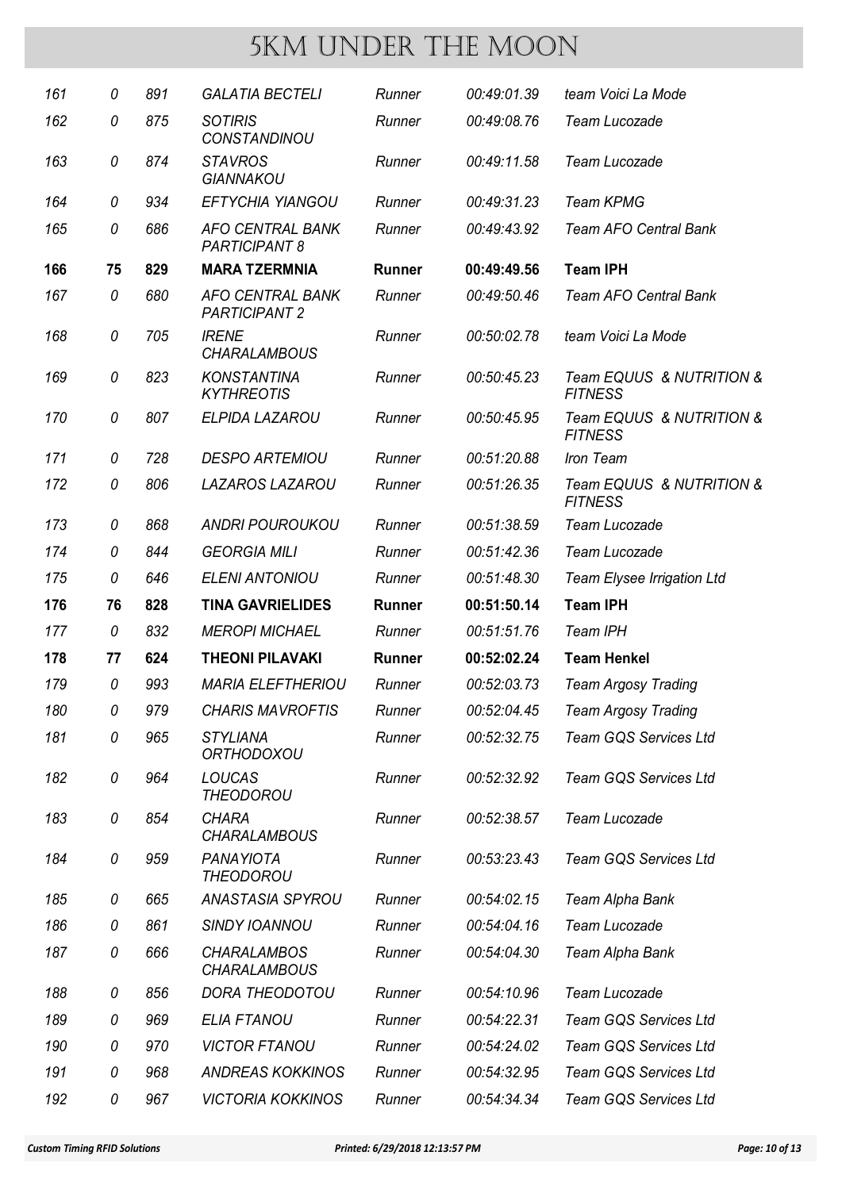# 5KM UNDER THE MOON

| | | | | | | |
|---|---|---|---|---|---|---|
| *161* | *0* | *891* | *GALATIA BECTELI* | *Runner* | *00:49:01.39* | *team Voici La Mode* |
| *162* | *0* | *875* | *SOTIRIS CONSTANDINOU* | *Runner* | *00:49:08.76* | *Team Lucozade* |
| *163* | *0* | *874* | *STAVROS GIANNAKOU* | *Runner* | *00:49:11.58* | *Team Lucozade* |
| *164* | *0* | *934* | *EFTYCHIA YIANGOU* | *Runner* | *00:49:31.23* | *Team KPMG* |
| *165* | *0* | *686* | *AFO CENTRAL BANK PARTICIPANT 8* | *Runner* | *00:49:43.92* | *Team AFO Central Bank* |
| **166** | **75** | **829** | **MARA TZERMNIA** | **Runner** | **00:49:49.56** | **Team IPH** |
| *167* | *0* | *680* | *AFO CENTRAL BANK PARTICIPANT 2* | *Runner* | *00:49:50.46* | *Team AFO Central Bank* |
| *168* | *0* | *705* | *IRENE CHARALAMBOUS* | *Runner* | *00:50:02.78* | *team Voici La Mode* |
| *169* | *0* | *823* | *KONSTANTINA KYTHREOTIS* | *Runner* | *00:50:45.23* | *Team EQUUS & NUTRITION & FITNESS* |
| *170* | *0* | *807* | *ELPIDA LAZAROU* | *Runner* | *00:50:45.95* | *Team EQUUS & NUTRITION & FITNESS* |
| *171* | *0* | *728* | *DESPO ARTEMIOU* | *Runner* | *00:51:20.88* | *Iron Team* |
| *172* | *0* | *806* | *LAZAROS LAZAROU* | *Runner* | *00:51:26.35* | *Team EQUUS & NUTRITION & FITNESS* |
| *173* | *0* | *868* | *ANDRI POUROUKOU* | *Runner* | *00:51:38.59* | *Team Lucozade* |
| *174* | *0* | *844* | *GEORGIA MILI* | *Runner* | *00:51:42.36* | *Team Lucozade* |
| *175* | *0* | *646* | *ELENI ANTONIOU* | *Runner* | *00:51:48.30* | *Team Elysee Irrigation Ltd* |
| **176** | **76** | **828** | **TINA GAVRIELIDES** | **Runner** | **00:51:50.14** | **Team IPH** |
| *177* | *0* | *832* | *MEROPI MICHAEL* | *Runner* | *00:51:51.76* | *Team IPH* |
| **178** | **77** | **624** | **THEONI PILAVAKI** | **Runner** | **00:52:02.24** | **Team Henkel** |
| *179* | *0* | *993* | *MARIA ELEFTHERIOU* | *Runner* | *00:52:03.73* | *Team Argosy Trading* |
| *180* | *0* | *979* | *CHARIS MAVROFTIS* | *Runner* | *00:52:04.45* | *Team Argosy Trading* |
| *181* | *0* | *965* | *STYLIANA ORTHODOXOU* | *Runner* | *00:52:32.75* | *Team GQS Services Ltd* |
| *182* | *0* | *964* | *LOUCAS THEODOROU* | *Runner* | *00:52:32.92* | *Team GQS Services Ltd* |
| *183* | *0* | *854* | *CHARA CHARALAMBOUS* | *Runner* | *00:52:38.57* | *Team Lucozade* |
| *184* | *0* | *959* | *PANAYIOTA THEODOROU* | *Runner* | *00:53:23.43* | *Team GQS Services Ltd* |
| *185* | *0* | *665* | *ANASTASIA SPYROU* | *Runner* | *00:54:02.15* | *Team Alpha Bank* |
| *186* | *0* | *861* | *SINDY IOANNOU* | *Runner* | *00:54:04.16* | *Team Lucozade* |
| *187* | *0* | *666* | *CHARALAMBOS CHARALAMBOUS* | *Runner* | *00:54:04.30* | *Team Alpha Bank* |
| *188* | *0* | *856* | *DORA THEODOTOU* | *Runner* | *00:54:10.96* | *Team Lucozade* |
| *189* | *0* | *969* | *ELIA FTANOU* | *Runner* | *00:54:22.31* | *Team GQS Services Ltd* |
| *190* | *0* | *970* | *VICTOR FTANOU* | *Runner* | *00:54:24.02* | *Team GQS Services Ltd* |
| *191* | *0* | *968* | *ANDREAS KOKKINOS* | *Runner* | *00:54:32.95* | *Team GQS Services Ltd* |
| *192* | *0* | *967* | *VICTORIA KOKKINOS* | *Runner* | *00:54:34.34* | *Team GQS Services Ltd* |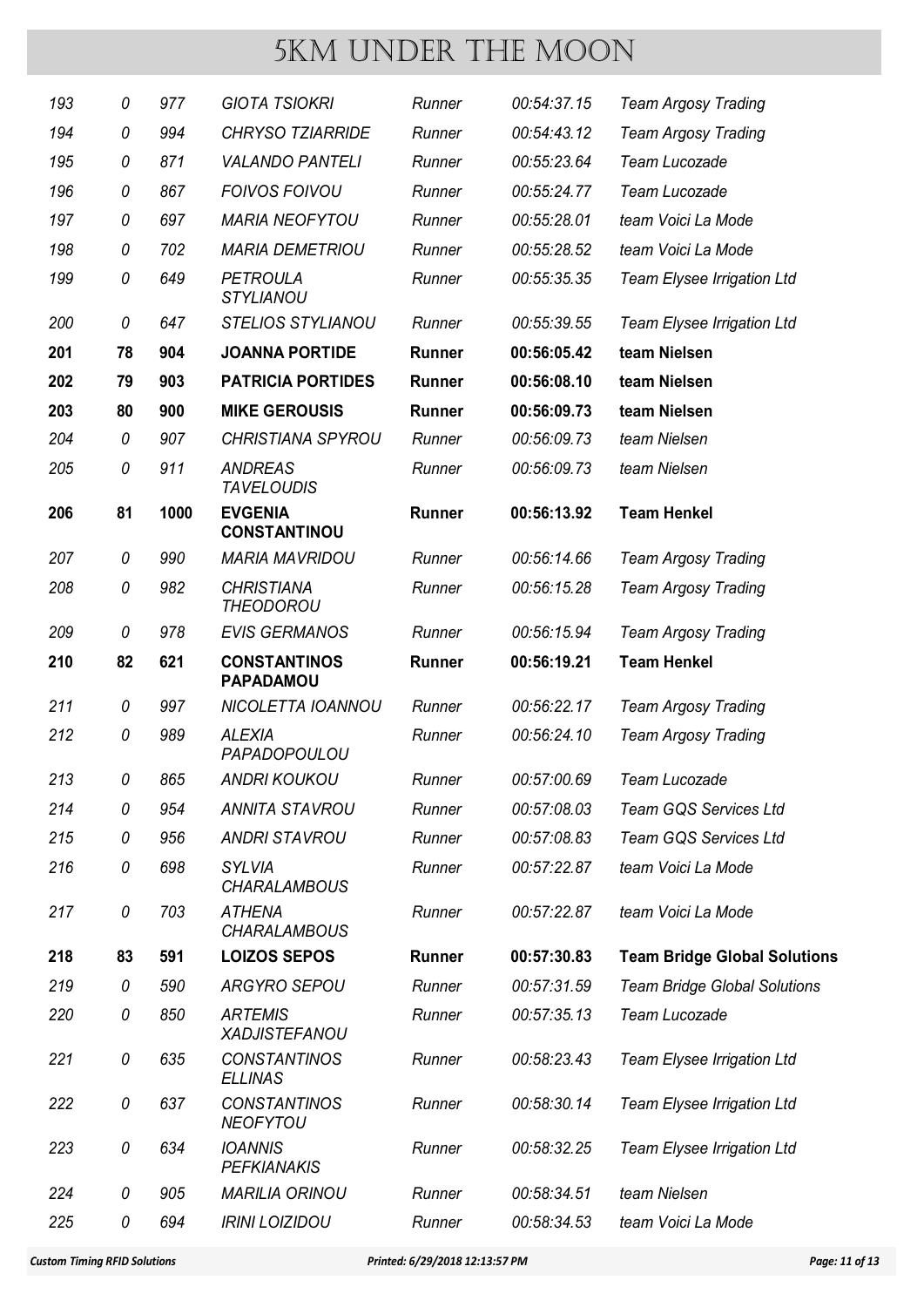# 5KM UNDER THE MOON

| | | | | | | |
|---|---|---|---|---|---|---|
| *193* | *0* | *977* | *GIOTA TSIOKRI* | *Runner* | *00:54:37.15* | *Team Argosy Trading* |
| *194* | *0* | *994* | *CHRYSO TZIARRIDE* | *Runner* | *00:54:43.12* | *Team Argosy Trading* |
| *195* | *0* | *871* | *VALANDO PANTELI* | *Runner* | *00:55:23.64* | *Team Lucozade* |
| *196* | *0* | *867* | *FOIVOS FOIVOU* | *Runner* | *00:55:24.77* | *Team Lucozade* |
| *197* | *0* | *697* | *MARIA NEOFYTOU* | *Runner* | *00:55:28.01* | *team Voici La Mode* |
| *198* | *0* | *702* | *MARIA DEMETRIOU* | *Runner* | *00:55:28.52* | *team Voici La Mode* |
| *199* | *0* | *649* | *PETROULA STYLIANOU* | *Runner* | *00:55:35.35* | *Team Elysee Irrigation Ltd* |
| *200* | *0* | *647* | *STELIOS STYLIANOU* | *Runner* | *00:55:39.55* | *Team Elysee Irrigation Ltd* |
| **201** | **78** | **904** | **JOANNA PORTIDE** | **Runner** | **00:56:05.42** | **team Nielsen** |
| **202** | **79** | **903** | **PATRICIA PORTIDES** | **Runner** | **00:56:08.10** | **team Nielsen** |
| **203** | **80** | **900** | **MIKE GEROUSIS** | **Runner** | **00:56:09.73** | **team Nielsen** |
| *204* | *0* | *907* | *CHRISTIANA SPYROU* | *Runner* | *00:56:09.73* | *team Nielsen* |
| *205* | *0* | *911* | *ANDREAS TAVELOUDIS* | *Runner* | *00:56:09.73* | *team Nielsen* |
| **206** | **81** | **1000** | **EVGENIA CONSTANTINOU** | **Runner** | **00:56:13.92** | **Team Henkel** |
| *207* | *0* | *990* | *MARIA MAVRIDOU* | *Runner* | *00:56:14.66* | *Team Argosy Trading* |
| *208* | *0* | *982* | *CHRISTIANA THEODOROU* | *Runner* | *00:56:15.28* | *Team Argosy Trading* |
| *209* | *0* | *978* | *EVIS GERMANOS* | *Runner* | *00:56:15.94* | *Team Argosy Trading* |
| **210** | **82** | **621** | **CONSTANTINOS PAPADAMOU** | **Runner** | **00:56:19.21** | **Team Henkel** |
| *211* | *0* | *997* | *NICOLETTA IOANNOU* | *Runner* | *00:56:22.17* | *Team Argosy Trading* |
| *212* | *0* | *989* | *ALEXIA PAPADOPOULOU* | *Runner* | *00:56:24.10* | *Team Argosy Trading* |
| *213* | *0* | *865* | *ANDRI KOUKOU* | *Runner* | *00:57:00.69* | *Team Lucozade* |
| *214* | *0* | *954* | *ANNITA STAVROU* | *Runner* | *00:57:08.03* | *Team GQS Services Ltd* |
| *215* | *0* | *956* | *ANDRI STAVROU* | *Runner* | *00:57:08.83* | *Team GQS Services Ltd* |
| *216* | *0* | *698* | *SYLVIA CHARALAMBOUS* | *Runner* | *00:57:22.87* | *team Voici La Mode* |
| *217* | *0* | *703* | *ATHENA CHARALAMBOUS* | *Runner* | *00:57:22.87* | *team Voici La Mode* |
| **218** | **83** | **591** | **LOIZOS SEPOS** | **Runner** | **00:57:30.83** | **Team Bridge Global Solutions** |
| *219* | *0* | *590* | *ARGYRO SEPOU* | *Runner* | *00:57:31.59* | *Team Bridge Global Solutions* |
| *220* | *0* | *850* | *ARTEMIS XADJISTEFANOU* | *Runner* | *00:57:35.13* | *Team Lucozade* |
| *221* | *0* | *635* | *CONSTANTINOS ELLINAS* | *Runner* | *00:58:23.43* | *Team Elysee Irrigation Ltd* |
| *222* | *0* | *637* | *CONSTANTINOS NEOFYTOU* | *Runner* | *00:58:30.14* | *Team Elysee Irrigation Ltd* |
| *223* | *0* | *634* | *IOANNIS PEFKIANAKIS* | *Runner* | *00:58:32.25* | *Team Elysee Irrigation Ltd* |
| *224* | *0* | *905* | *MARILIA ORINOU* | *Runner* | *00:58:34.51* | *team Nielsen* |
| *225* | *0* | *694* | *IRINI LOIZIDOU* | *Runner* | *00:58:34.53* | *team Voici La Mode* |

*Custom Timing RFID Solutions* *Printed: 6/29/2018 12:13:57 PM*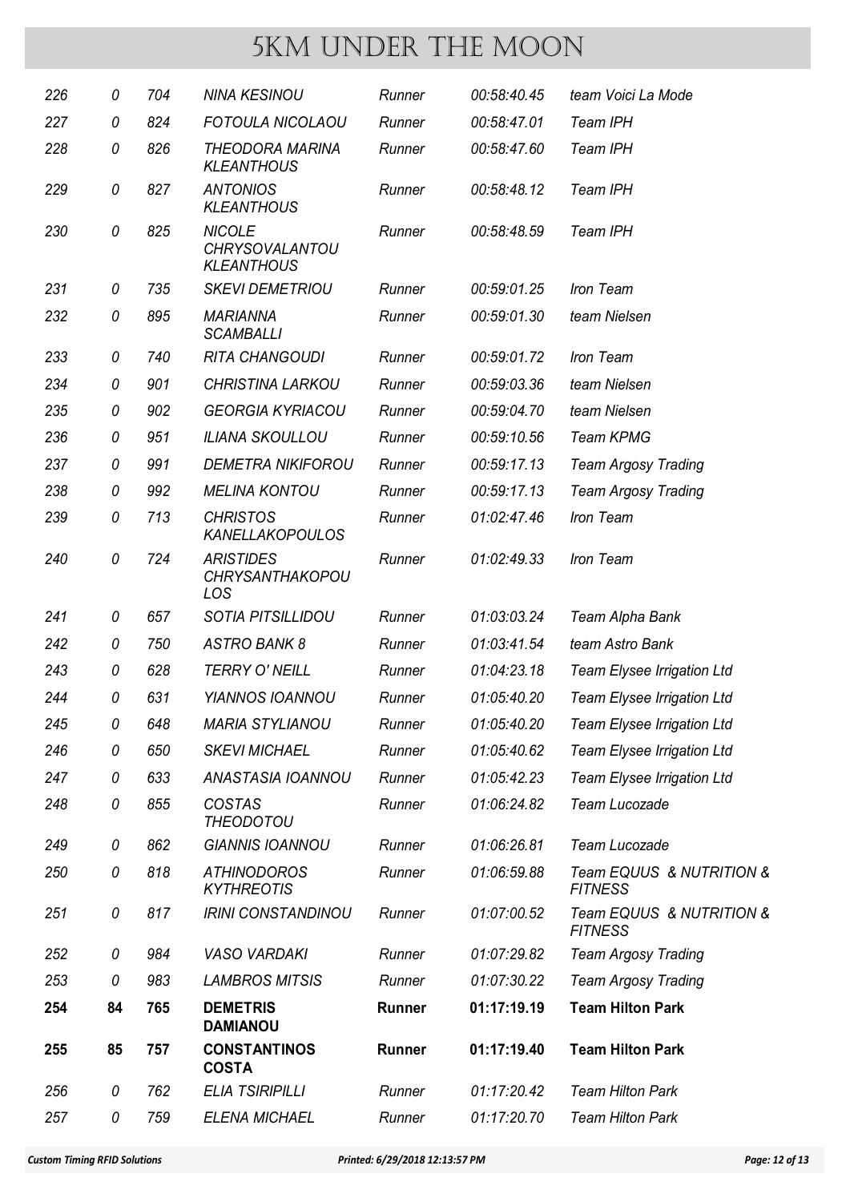# 5KM UNDER THE MOON

| | | | | | | |
|---|---|---|---|---|---|---|
| *226* | *0* | *704* | *NINA KESINOU* | *Runner* | *00:58:40.45* | *team Voici La Mode* |
| *227* | *0* | *824* | *FOTOULA NICOLAOU* | *Runner* | *00:58:47.01* | *Team IPH* |
| *228* | *0* | *826* | *THEODORA MARINA KLEANTHOUS* | *Runner* | *00:58:47.60* | *Team IPH* |
| *229* | *0* | *827* | *ANTONIOS KLEANTHOUS* | *Runner* | *00:58:48.12* | *Team IPH* |
| *230* | *0* | *825* | *NICOLE CHRYSOVALANTOU KLEANTHOUS* | *Runner* | *00:58:48.59* | *Team IPH* |
| *231* | *0* | *735* | *SKEVI DEMETRIOU* | *Runner* | *00:59:01.25* | *Iron Team* |
| *232* | *0* | *895* | *MARIANNA SCAMBALLI* | *Runner* | *00:59:01.30* | *team Nielsen* |
| *233* | *0* | *740* | *RITA CHANGOUDI* | *Runner* | *00:59:01.72* | *Iron Team* |
| *234* | *0* | *901* | *CHRISTINA LARKOU* | *Runner* | *00:59:03.36* | *team Nielsen* |
| *235* | *0* | *902* | *GEORGIA KYRIACOU* | *Runner* | *00:59:04.70* | *team Nielsen* |
| *236* | *0* | *951* | *ILIANA SKOULLOU* | *Runner* | *00:59:10.56* | *Team KPMG* |
| *237* | *0* | *991* | *DEMETRA NIKIFOROU* | *Runner* | *00:59:17.13* | *Team Argosy Trading* |
| *238* | *0* | *992* | *MELINA KONTOU* | *Runner* | *00:59:17.13* | *Team Argosy Trading* |
| *239* | *0* | *713* | *CHRISTOS KANELLAKOPOULOS* | *Runner* | *01:02:47.46* | *Iron Team* |
| *240* | *0* | *724* | *ARISTIDES CHRYSANTHAKOPOULOS* | *Runner* | *01:02:49.33* | *Iron Team* |
| *241* | *0* | *657* | *SOTIA PITSILLIDOU* | *Runner* | *01:03:03.24* | *Team Alpha Bank* |
| *242* | *0* | *750* | *ASTRO BANK 8* | *Runner* | *01:03:41.54* | *team Astro Bank* |
| *243* | *0* | *628* | *TERRY O' NEILL* | *Runner* | *01:04:23.18* | *Team Elysee Irrigation Ltd* |
| *244* | *0* | *631* | *YIANNOS IOANNOU* | *Runner* | *01:05:40.20* | *Team Elysee Irrigation Ltd* |
| *245* | *0* | *648* | *MARIA STYLIANOU* | *Runner* | *01:05:40.20* | *Team Elysee Irrigation Ltd* |
| *246* | *0* | *650* | *SKEVI MICHAEL* | *Runner* | *01:05:40.62* | *Team Elysee Irrigation Ltd* |
| *247* | *0* | *633* | *ANASTASIA IOANNOU* | *Runner* | *01:05:42.23* | *Team Elysee Irrigation Ltd* |
| *248* | *0* | *855* | *COSTAS THEODOTOU* | *Runner* | *01:06:24.82* | *Team Lucozade* |
| *249* | *0* | *862* | *GIANNIS IOANNOU* | *Runner* | *01:06:26.81* | *Team Lucozade* |
| *250* | *0* | *818* | *ATHINODOROS KYTHREOTIS* | *Runner* | *01:06:59.88* | *Team EQUUS & NUTRITION & FITNESS* |
| *251* | *0* | *817* | *IRINI CONSTANDINOU* | *Runner* | *01:07:00.52* | *Team EQUUS & NUTRITION & FITNESS* |
| *252* | *0* | *984* | *VASO VARDAKI* | *Runner* | *01:07:29.82* | *Team Argosy Trading* |
| *253* | *0* | *983* | *LAMBROS MITSIS* | *Runner* | *01:07:30.22* | *Team Argosy Trading* |
| **254** | **84** | **765** | **DEMETRIS DAMIANOU** | **Runner** | **01:17:19.19** | **Team Hilton Park** |
| **255** | **85** | **757** | **CONSTANTINOS COSTA** | **Runner** | **01:17:19.40** | **Team Hilton Park** |
| *256* | *0* | *762* | *ELIA TSIRIPILLI* | *Runner* | *01:17:20.42* | *Team Hilton Park* |
| *257* | *0* | *759* | *ELENA MICHAEL* | *Runner* | *01:17:20.70* | *Team Hilton Park* |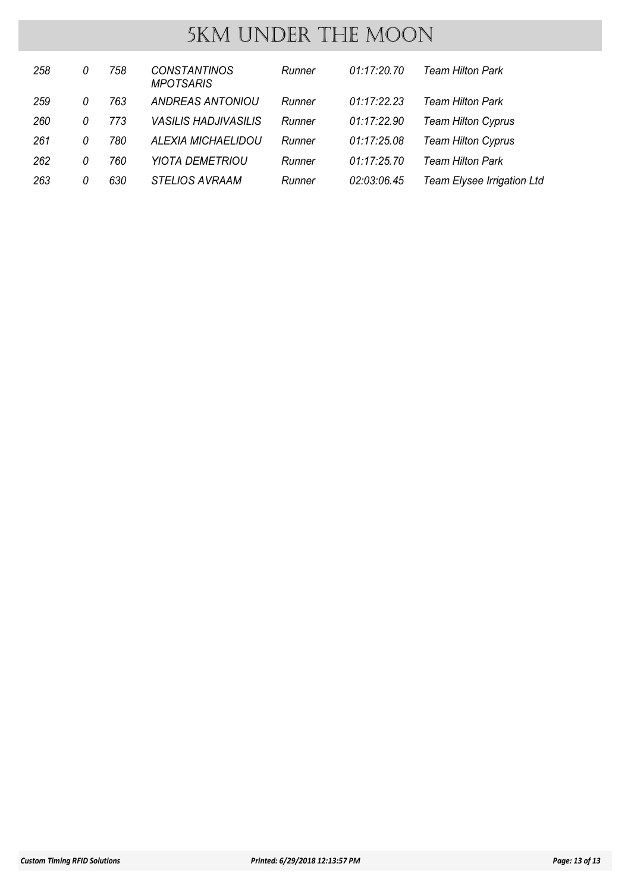# 5KM UNDER THE MOON

| | | | | | | |
|---|---|---|---|---|---|---|
| *258* | *0* | *758* | *CONSTANTINOS MPOTSARIS* | *Runner* | *01:17:20.70* | *Team Hilton Park* |
| *259* | *0* | *763* | *ANDREAS ANTONIOU* | *Runner* | *01:17:22.23* | *Team Hilton Park* |
| *260* | *0* | *773* | *VASILIS HADJIVASILIS* | *Runner* | *01:17:22.90* | *Team Hilton Cyprus* |
| *261* | *0* | *780* | *ALEXIA MICHAELIDOU* | *Runner* | *01:17:25.08* | *Team Hilton Cyprus* |
| *262* | *0* | *760* | *YIOTA DEMETRIOU* | *Runner* | *01:17:25.70* | *Team Hilton Park* |
| *263* | *0* | *630* | *STELIOS AVRAAM* | *Runner* | *02:03:06.45* | *Team Elysee Irrigation Ltd* |